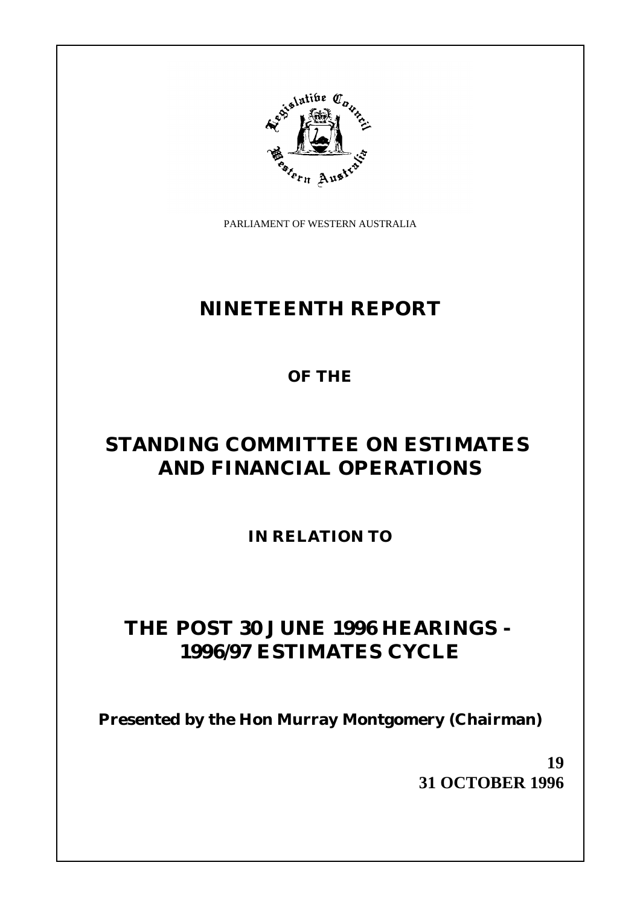PARLIAMENT OF WESTERN AUSTRALIA

# NINETEENTH REPORT

## OF THE

# STANDING COMMITTEE ON ESTIMATES AND FINANCIAL OPERATIONS

## IN RELATION TO

# THE POST 30 JUNE 1996 HEARINGS - 1996/97 ESTIMATES CYCLE

**Presented by the Hon Murray Montgomery (Chairman)**

**19**

**31 OCTOBER 1996**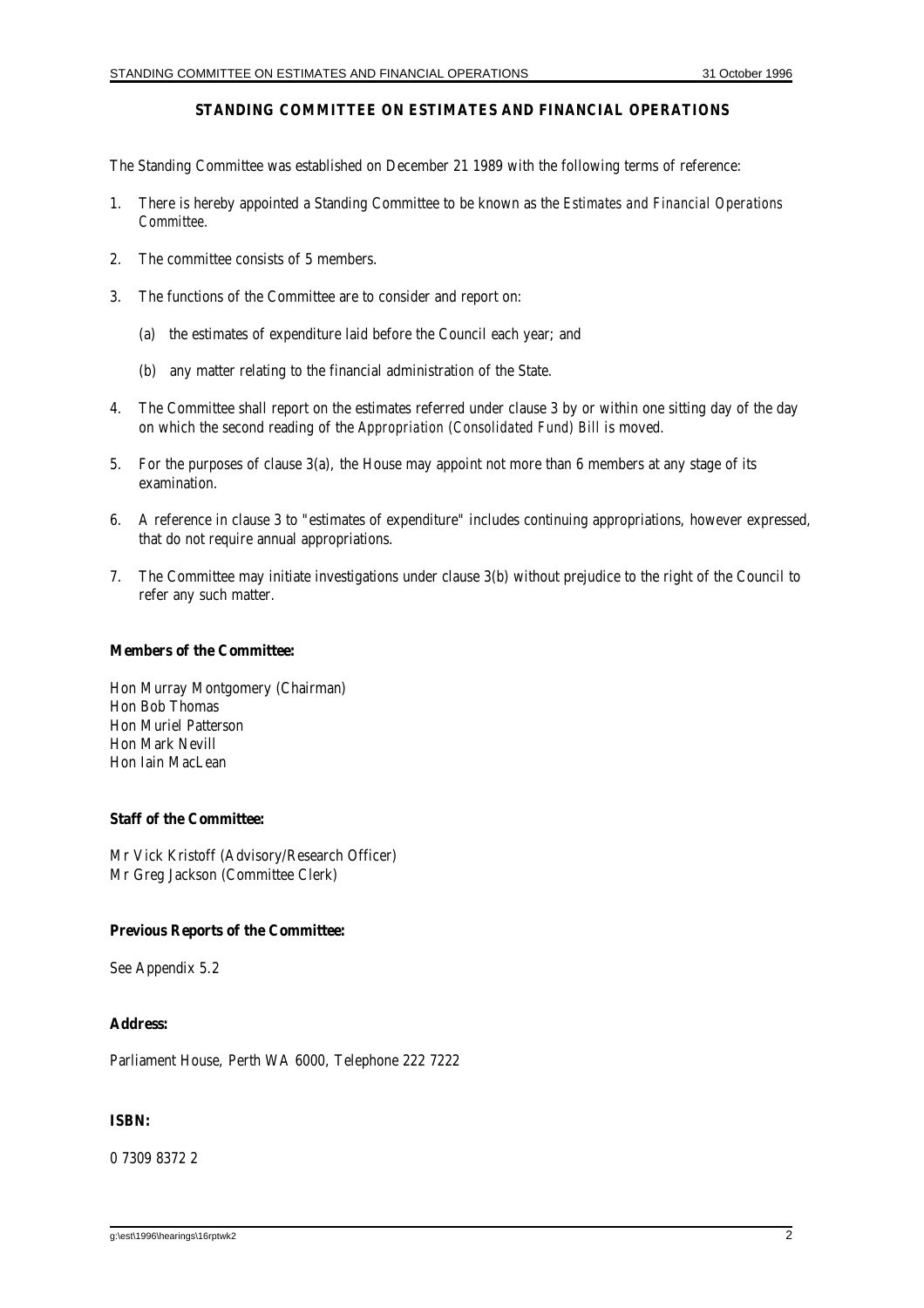## STANDING COMMITTEE ON ESTIMATES AND FINANCIAL OPERATIONS

The Standing Committee was established on December 21 1989 with the following terms of reference:

1. There is hereby appointed a Standing Committee to be known as the *Estimates and Financial Operations Committee.*

2. The committee consists of 5 members.

3. The functions of the Committee are to consider and report on:

   (a) the estimates of expenditure laid before the Council each year; and

   (b) any matter relating to the financial administration of the State.

4. The Committee shall report on the estimates referred under clause 3 by or within one sitting day of the day on which the second reading of the *Appropriation (Consolidated Fund) Bill* is moved.

5. For the purposes of clause 3(a), the House may appoint not more than 6 members at any stage of its examination.

6. A reference in clause 3 to "estimates of expenditure" includes continuing appropriations, however expressed, that do not require annual appropriations.

7. The Committee may initiate investigations under clause 3(b) without prejudice to the right of the Council to refer any such matter.

**Members of the Committee:**

Hon Murray Montgomery (Chairman)
Hon Bob Thomas
Hon Muriel Patterson
Hon Mark Nevill
Hon Iain MacLean

**Staff of the Committee:**

Mr Vick Kristoff (Advisory/Research Officer)
Mr Greg Jackson (Committee Clerk)

**Previous Reports of the Committee:**

See Appendix 5.2

**Address:**

Parliament House, Perth WA 6000, Telephone 222 7222

**ISBN:**

0 7309 8372 2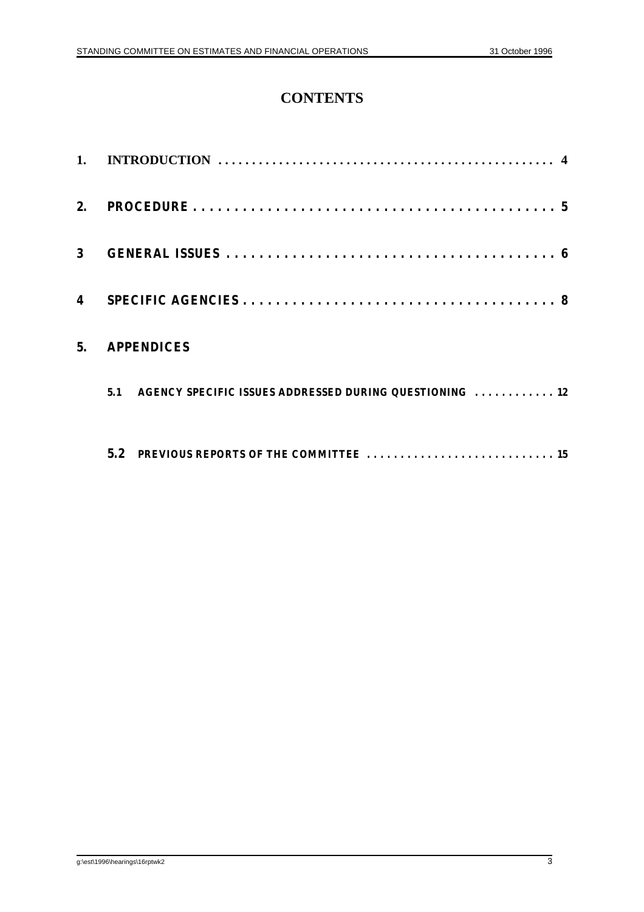# CONTENTS

| | | |
|---|---|---|
| 1. | INTRODUCTION | 4 |
| 2. | PROCEDURE | 5 |
| 3 | GENERAL ISSUES | 6 |
| 4 | SPECIFIC AGENCIES | 8 |
| 5. | APPENDICES | |
| | 5.1 AGENCY SPECIFIC ISSUES ADDRESSED DURING QUESTIONING | 12 |
| | 5.2 PREVIOUS REPORTS OF THE COMMITTEE | 15 |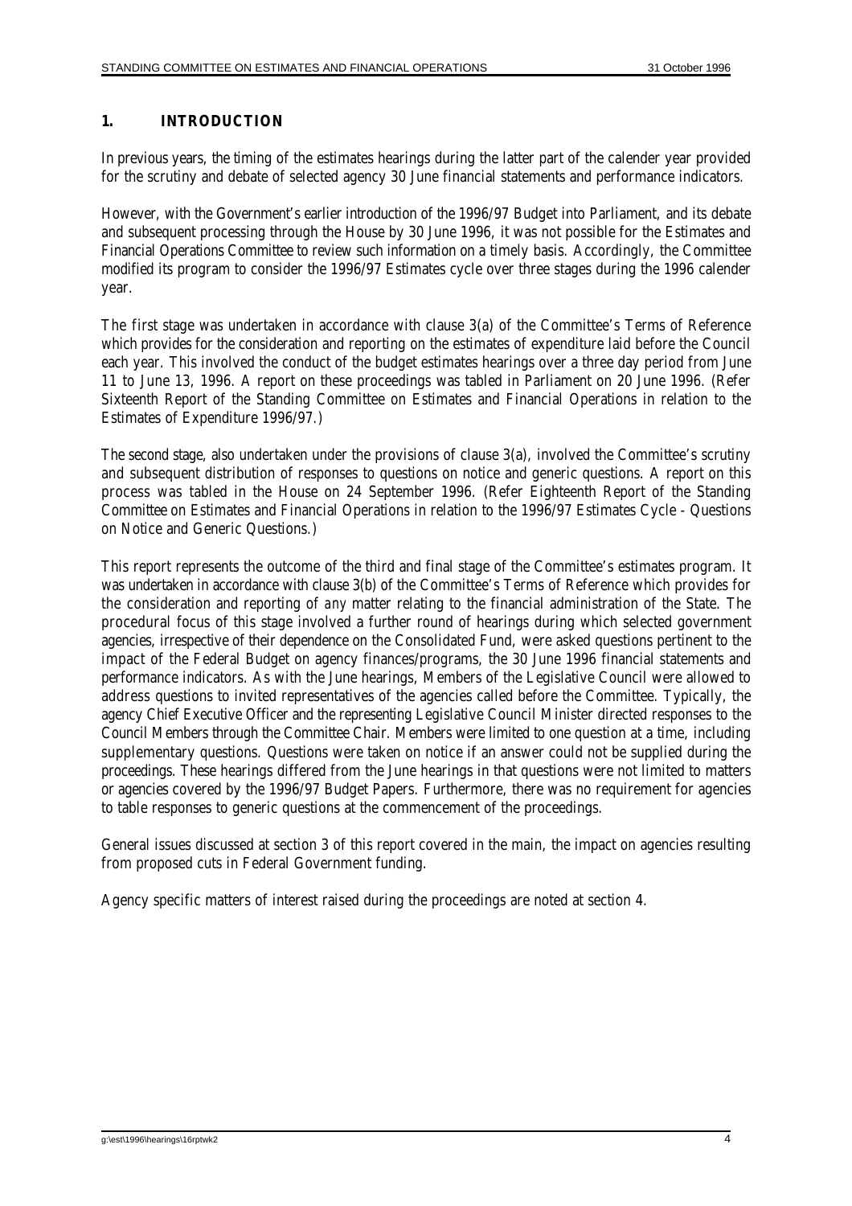## 1. INTRODUCTION

In previous years, the timing of the estimates hearings during the latter part of the calender year provided for the scrutiny and debate of selected agency 30 June financial statements and performance indicators.

However, with the Government's earlier introduction of the 1996/97 Budget into Parliament, and its debate and subsequent processing through the House by 30 June 1996, it was not possible for the Estimates and Financial Operations Committee to review such information on a timely basis. Accordingly, the Committee modified its program to consider the 1996/97 Estimates cycle over three stages during the 1996 calender year.

The first stage was undertaken in accordance with clause 3(a) of the Committee's Terms of Reference which provides for the consideration and reporting on the estimates of expenditure laid before the Council each year. This involved the conduct of the budget estimates hearings over a three day period from June 11 to June 13, 1996. A report on these proceedings was tabled in Parliament on 20 June 1996. (Refer Sixteenth Report of the Standing Committee on Estimates and Financial Operations in relation to the Estimates of Expenditure 1996/97.)

The second stage, also undertaken under the provisions of clause 3(a), involved the Committee's scrutiny and subsequent distribution of responses to questions on notice and generic questions. A report on this process was tabled in the House on 24 September 1996. (Refer Eighteenth Report of the Standing Committee on Estimates and Financial Operations in relation to the 1996/97 Estimates Cycle - Questions on Notice and Generic Questions.)

This report represents the outcome of the third and final stage of the Committee's estimates program. It was undertaken in accordance with clause 3(b) of the Committee's Terms of Reference which provides for the consideration and reporting of *any* matter relating to the financial administration of the State. The procedural focus of this stage involved a further round of hearings during which selected government agencies, irrespective of their dependence on the Consolidated Fund, were asked questions pertinent to the impact of the Federal Budget on agency finances/programs, the 30 June 1996 financial statements and performance indicators. As with the June hearings, Members of the Legislative Council were allowed to address questions to invited representatives of the agencies called before the Committee. Typically, the agency Chief Executive Officer and the representing Legislative Council Minister directed responses to the Council Members through the Committee Chair. Members were limited to one question at a time, including supplementary questions. Questions were taken on notice if an answer could not be supplied during the proceedings. These hearings differed from the June hearings in that questions were not limited to matters or agencies covered by the 1996/97 Budget Papers. Furthermore, there was no requirement for agencies to table responses to generic questions at the commencement of the proceedings.

General issues discussed at section 3 of this report covered in the main, the impact on agencies resulting from proposed cuts in Federal Government funding.

Agency specific matters of interest raised during the proceedings are noted at section 4.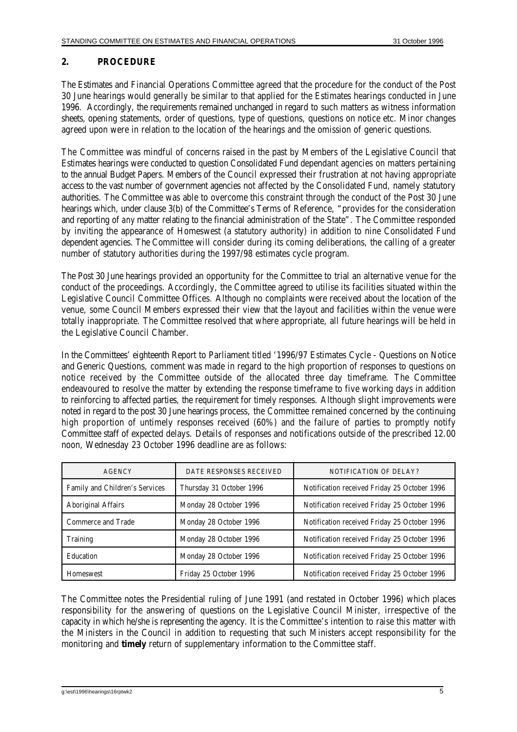## 2. PROCEDURE

The Estimates and Financial Operations Committee agreed that the procedure for the conduct of the Post 30 June hearings would generally be similar to that applied for the Estimates hearings conducted in June 1996. Accordingly, the requirements remained unchanged in regard to such matters as witness information sheets, opening statements, order of questions, type of questions, questions on notice etc. Minor changes agreed upon were in relation to the location of the hearings and the omission of generic questions.

The Committee was mindful of concerns raised in the past by Members of the Legislative Council that Estimates hearings were conducted to question Consolidated Fund dependant agencies on matters pertaining to the annual Budget Papers. Members of the Council expressed their frustration at not having appropriate access to the vast number of government agencies not affected by the Consolidated Fund, namely statutory authorities. The Committee was able to overcome this constraint through the conduct of the Post 30 June hearings which, under clause 3(b) of the Committee's Terms of Reference, "provides for the consideration and reporting of *any* matter relating to the financial administration of the State". The Committee responded by inviting the appearance of Homeswest (a statutory authority) in addition to nine Consolidated Fund dependent agencies. The Committee will consider during its coming deliberations, the calling of a greater number of statutory authorities during the 1997/98 estimates cycle program.

The Post 30 June hearings provided an opportunity for the Committee to trial an alternative venue for the conduct of the proceedings. Accordingly, the Committee agreed to utilise its facilities situated within the Legislative Council Committee Offices. Although no complaints were received about the location of the venue, some Council Members expressed their view that the layout and facilities within the venue were totally inappropriate. The Committee resolved that where appropriate, all future hearings will be held in the Legislative Council Chamber.

In the Committees' eighteenth Report to Parliament titled '1996/97 Estimates Cycle - Questions on Notice and Generic Questions, comment was made in regard to the high proportion of responses to questions on notice received by the Committee outside of the allocated three day timeframe. The Committee endeavoured to resolve the matter by extending the response timeframe to five working days in addition to reinforcing to affected parties, the requirement for timely responses. Although slight improvements were noted in regard to the post 30 June hearings process, the Committee remained concerned by the continuing high proportion of untimely responses received (60%) and the failure of parties to promptly notify Committee staff of expected delays. Details of responses and notifications outside of the prescribed 12.00 noon, Wednesday 23 October 1996 deadline are as follows:

| AGENCY | DATE RESPONSES RECEIVED | NOTIFICATION OF DELAY? |
|---|---|---|
| Family and Children's Services | Thursday 31 October 1996 | Notification received Friday 25 October 1996 |
| Aboriginal Affairs | Monday 28 October 1996 | Notification received Friday 25 October 1996 |
| Commerce and Trade | Monday 28 October 1996 | Notification received Friday 25 October 1996 |
| Training | Monday 28 October 1996 | Notification received Friday 25 October 1996 |
| Education | Monday 28 October 1996 | Notification received Friday 25 October 1996 |
| Homeswest | Friday 25 October 1996 | Notification received Friday 25 October 1996 |

The Committee notes the Presidential ruling of June 1991 (and restated in October 1996) which places responsibility for the answering of questions on the Legislative Council Minister, irrespective of the capacity in which he/she is representing the agency. It is the Committee's intention to raise this matter with the Ministers in the Council in addition to requesting that such Ministers accept responsibility for the monitoring and **timely** return of supplementary information to the Committee staff.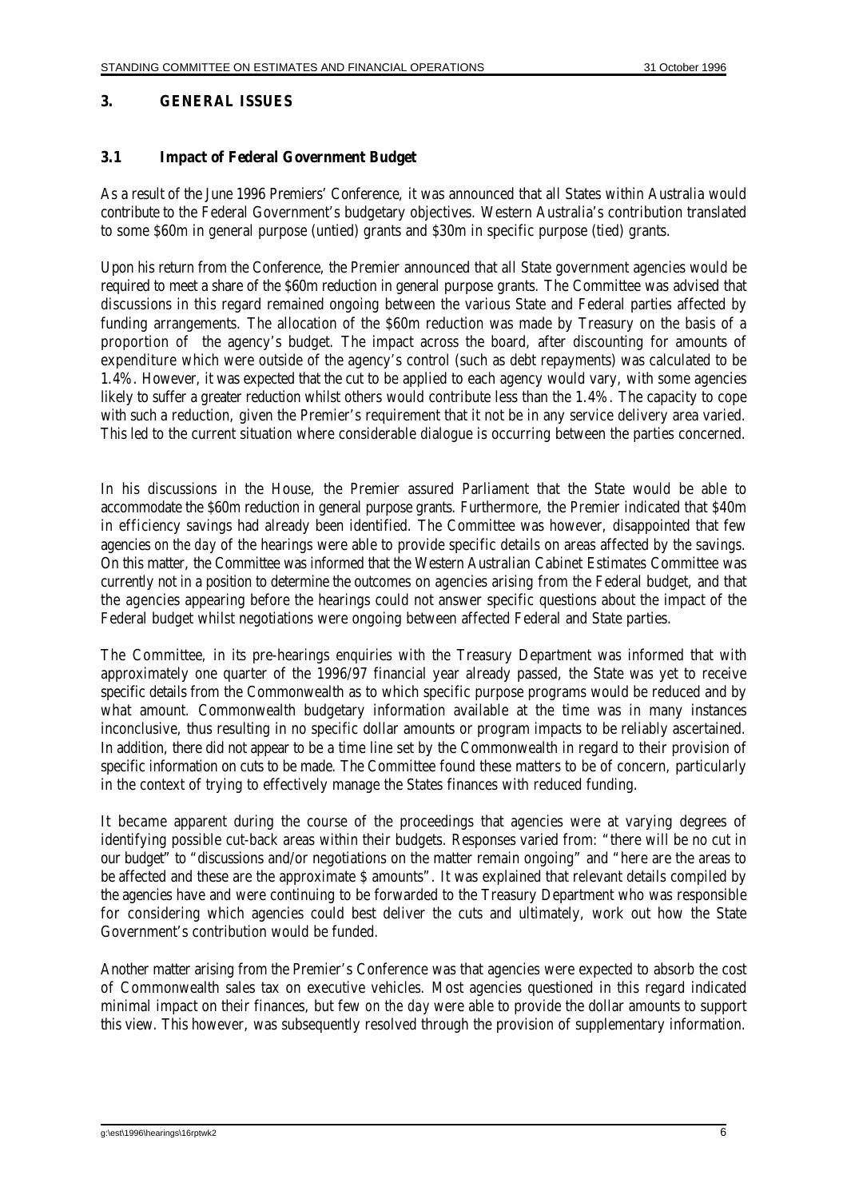## 3. GENERAL ISSUES

### 3.1 Impact of Federal Government Budget

As a result of the June 1996 Premiers' Conference, it was announced that all States within Australia would contribute to the Federal Government's budgetary objectives. Western Australia's contribution translated to some \$60m in general purpose (untied) grants and \$30m in specific purpose (tied) grants.

Upon his return from the Conference, the Premier announced that all State government agencies would be required to meet a share of the \$60m reduction in general purpose grants. The Committee was advised that discussions in this regard remained ongoing between the various State and Federal parties affected by funding arrangements. The allocation of the \$60m reduction was made by Treasury on the basis of a proportion of the agency's budget. The impact across the board, after discounting for amounts of expenditure which were outside of the agency's control (such as debt repayments) was calculated to be 1.4%. However, it was expected that the cut to be applied to each agency would vary, with some agencies likely to suffer a greater reduction whilst others would contribute less than the 1.4%. The capacity to cope with such a reduction, given the Premier's requirement that it not be in any service delivery area varied. This led to the current situation where considerable dialogue is occurring between the parties concerned.

In his discussions in the House, the Premier assured Parliament that the State would be able to accommodate the \$60m reduction in general purpose grants. Furthermore, the Premier indicated that \$40m in efficiency savings had already been identified. The Committee was however, disappointed that few agencies *on the day* of the hearings were able to provide specific details on areas affected by the savings. On this matter, the Committee was informed that the Western Australian Cabinet Estimates Committee was currently not in a position to determine the outcomes on agencies arising from the Federal budget, and that the agencies appearing before the hearings could not answer specific questions about the impact of the Federal budget whilst negotiations were ongoing between affected Federal and State parties.

The Committee, in its pre-hearings enquiries with the Treasury Department was informed that with approximately one quarter of the 1996/97 financial year already passed, the State was yet to receive specific details from the Commonwealth as to which specific purpose programs would be reduced and by what amount. Commonwealth budgetary information available at the time was in many instances inconclusive, thus resulting in no specific dollar amounts or program impacts to be reliably ascertained. In addition, there did not appear to be a time line set by the Commonwealth in regard to their provision of specific information on cuts to be made. The Committee found these matters to be of concern, particularly in the context of trying to effectively manage the States finances with reduced funding.

It became apparent during the course of the proceedings that agencies were at varying degrees of identifying possible cut-back areas within their budgets. Responses varied from: "there will be no cut in our budget" to "discussions and/or negotiations on the matter remain ongoing" and "here are the areas to be affected and these are the approximate \$ amounts". It was explained that relevant details compiled by the agencies have and were continuing to be forwarded to the Treasury Department who was responsible for considering which agencies could best deliver the cuts and ultimately, work out how the State Government's contribution would be funded.

Another matter arising from the Premier's Conference was that agencies were expected to absorb the cost of Commonwealth sales tax on executive vehicles. Most agencies questioned in this regard indicated minimal impact on their finances, but few *on the day* were able to provide the dollar amounts to support this view. This however, was subsequently resolved through the provision of supplementary information.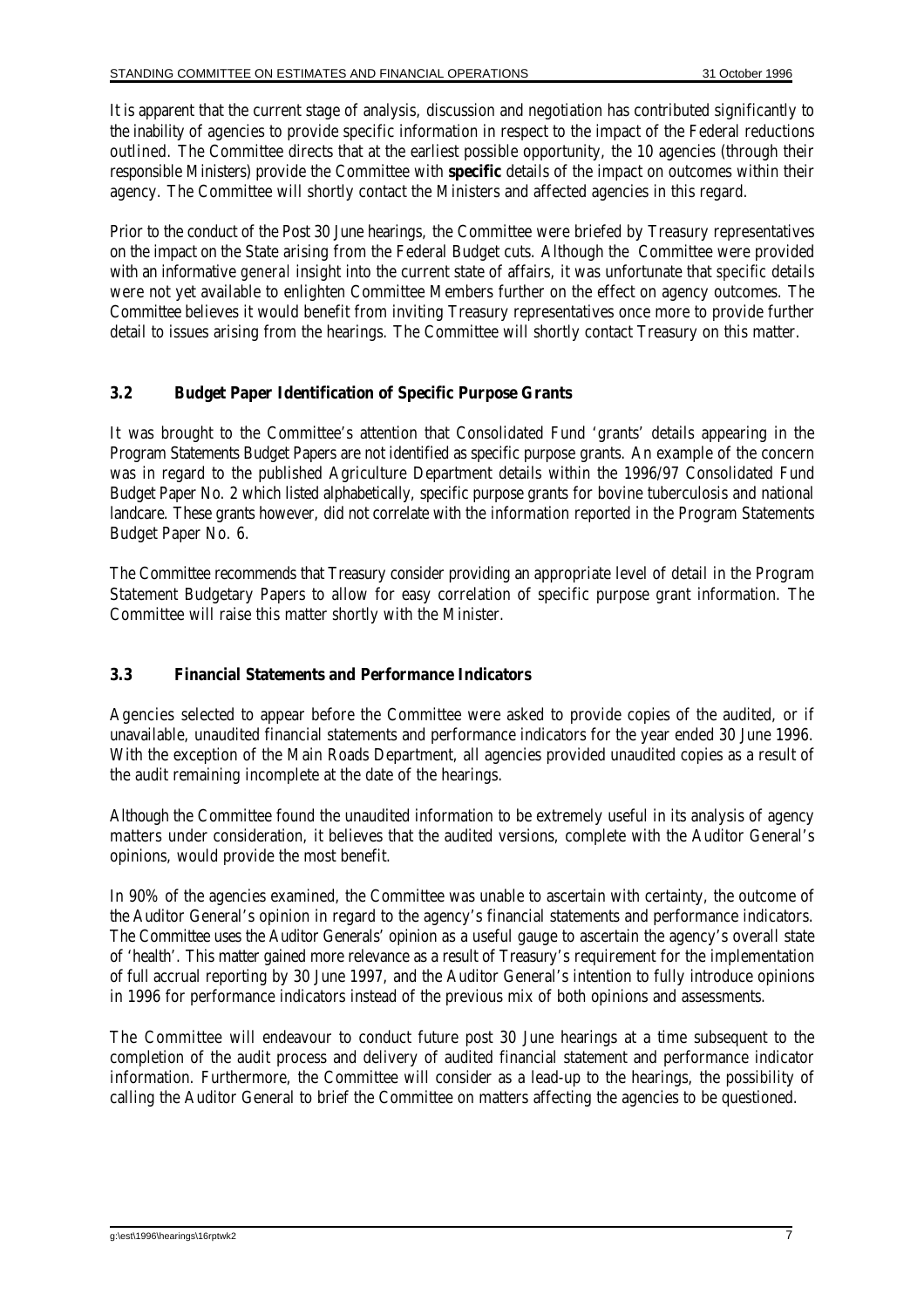It is apparent that the current stage of analysis, discussion and negotiation has contributed significantly to the inability of agencies to provide specific information in respect to the impact of the Federal reductions outlined. The Committee directs that at the earliest possible opportunity, the 10 agencies (through their responsible Ministers) provide the Committee with **specific** details of the impact on outcomes within their agency. The Committee will shortly contact the Ministers and affected agencies in this regard.

Prior to the conduct of the Post 30 June hearings, the Committee were briefed by Treasury representatives on the impact on the State arising from the Federal Budget cuts. Although the Committee were provided with an informative *general* insight into the current state of affairs, it was unfortunate that *specific* details were not yet available to enlighten Committee Members further on the effect on agency outcomes. The Committee believes it would benefit from inviting Treasury representatives once more to provide further detail to issues arising from the hearings. The Committee will shortly contact Treasury on this matter.

### 3.2 Budget Paper Identification of Specific Purpose Grants

It was brought to the Committee's attention that Consolidated Fund 'grants' details appearing in the Program Statements Budget Papers are not identified as specific purpose grants. An example of the concern was in regard to the published Agriculture Department details within the 1996/97 Consolidated Fund Budget Paper No. 2 which listed alphabetically, specific purpose grants for bovine tuberculosis and national landcare. These grants however, did not correlate with the information reported in the Program Statements Budget Paper No. 6.

The Committee recommends that Treasury consider providing an appropriate level of detail in the Program Statement Budgetary Papers to allow for easy correlation of specific purpose grant information. The Committee will raise this matter shortly with the Minister.

### 3.3 Financial Statements and Performance Indicators

Agencies selected to appear before the Committee were asked to provide copies of the audited, or if unavailable, unaudited financial statements and performance indicators for the year ended 30 June 1996. With the exception of the Main Roads Department, all agencies provided unaudited copies as a result of the audit remaining incomplete at the date of the hearings.

Although the Committee found the unaudited information to be extremely useful in its analysis of agency matters under consideration, it believes that the audited versions, complete with the Auditor General's opinions, would provide the most benefit.

In 90% of the agencies examined, the Committee was unable to ascertain with certainty, the outcome of the Auditor General's opinion in regard to the agency's financial statements and performance indicators. The Committee uses the Auditor Generals' opinion as a useful gauge to ascertain the agency's overall state of 'health'. This matter gained more relevance as a result of Treasury's requirement for the implementation of full accrual reporting by 30 June 1997, and the Auditor General's intention to fully introduce opinions in 1996 for performance indicators instead of the previous mix of both opinions and assessments.

The Committee will endeavour to conduct future post 30 June hearings at a time subsequent to the completion of the audit process and delivery of audited financial statement and performance indicator information. Furthermore, the Committee will consider as a lead-up to the hearings, the possibility of calling the Auditor General to brief the Committee on matters affecting the agencies to be questioned.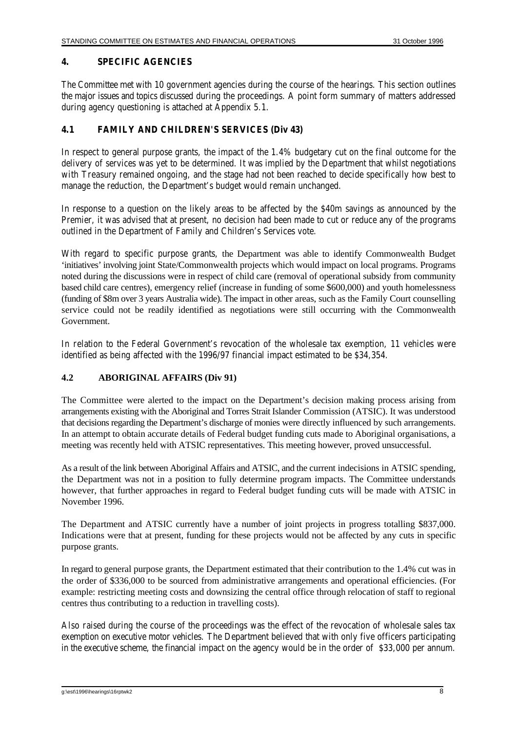## 4. SPECIFIC AGENCIES

The Committee met with 10 government agencies during the course of the hearings. This section outlines the major issues and topics discussed during the proceedings. A point form summary of matters addressed during agency questioning is attached at Appendix 5.1.

### 4.1 FAMILY AND CHILDREN'S SERVICES (Div 43)

In respect to general purpose grants, the impact of the 1.4% budgetary cut on the final outcome for the delivery of services was yet to be determined. It was implied by the Department that whilst negotiations with Treasury remained ongoing, and the stage had not been reached to decide specifically how best to manage the reduction, the Department's budget would remain unchanged.

In response to a question on the likely areas to be affected by the $40m savings as announced by the Premier, it was advised that at present, no decision had been made to cut or reduce any of the programs outlined in the Department of Family and Children's Services vote.

With regard to specific purpose grants, the Department was able to identify Commonwealth Budget 'initiatives' involving joint State/Commonwealth projects which would impact on local programs. Programs noted during the discussions were in respect of child care (removal of operational subsidy from community based child care centres), emergency relief (increase in funding of some $600,000) and youth homelessness (funding of $8m over 3 years Australia wide). The impact in other areas, such as the Family Court counselling service could not be readily identified as negotiations were still occurring with the Commonwealth Government.

In relation to the Federal Government's revocation of the wholesale tax exemption, 11 vehicles were identified as being affected with the 1996/97 financial impact estimated to be $34,354.

### 4.2 ABORIGINAL AFFAIRS (Div 91)

The Committee were alerted to the impact on the Department's decision making process arising from arrangements existing with the Aboriginal and Torres Strait Islander Commission (ATSIC). It was understood that decisions regarding the Department's discharge of monies were directly influenced by such arrangements. In an attempt to obtain accurate details of Federal budget funding cuts made to Aboriginal organisations, a meeting was recently held with ATSIC representatives. This meeting however, proved unsuccessful.

As a result of the link between Aboriginal Affairs and ATSIC, and the current indecisions in ATSIC spending, the Department was not in a position to fully determine program impacts. The Committee understands however, that further approaches in regard to Federal budget funding cuts will be made with ATSIC in November 1996.

The Department and ATSIC currently have a number of joint projects in progress totalling $837,000. Indications were that at present, funding for these projects would not be affected by any cuts in specific purpose grants.

In regard to general purpose grants, the Department estimated that their contribution to the 1.4% cut was in the order of $336,000 to be sourced from administrative arrangements and operational efficiencies. (For example: restricting meeting costs and downsizing the central office through relocation of staff to regional centres thus contributing to a reduction in travelling costs).

Also raised during the course of the proceedings was the effect of the revocation of wholesale sales tax exemption on executive motor vehicles. The Department believed that with only five officers participating in the executive scheme, the financial impact on the agency would be in the order of $33,000 per annum.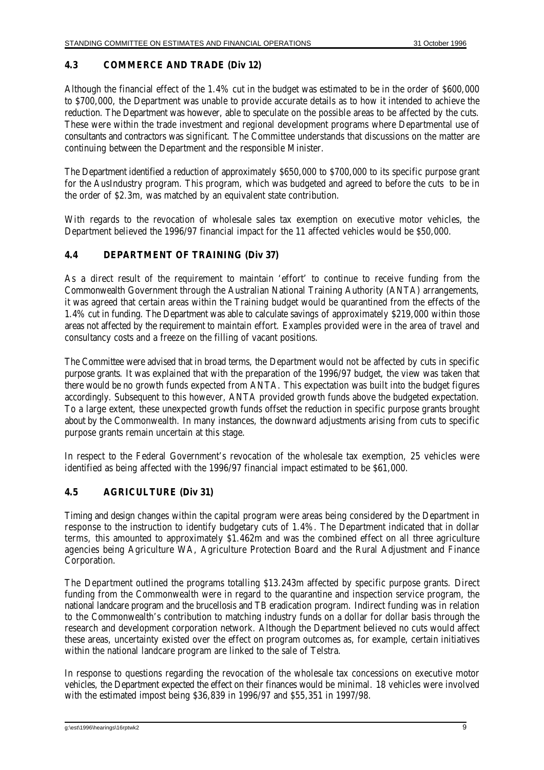### 4.3 COMMERCE AND TRADE (Div 12)

Although the financial effect of the 1.4% cut in the budget was estimated to be in the order of $600,000 to $700,000, the Department was unable to provide accurate details as to how it intended to achieve the reduction. The Department was however, able to speculate on the possible areas to be affected by the cuts. These were within the trade investment and regional development programs where Departmental use of consultants and contractors was significant. The Committee understands that discussions on the matter are continuing between the Department and the responsible Minister.

The Department identified a reduction of approximately $650,000 to $700,000 to its specific purpose grant for the AusIndustry program. This program, which was budgeted and agreed to before the cuts to be in the order of $2.3m, was matched by an equivalent state contribution.

With regards to the revocation of wholesale sales tax exemption on executive motor vehicles, the Department believed the 1996/97 financial impact for the 11 affected vehicles would be $50,000.

### 4.4 DEPARTMENT OF TRAINING (Div 37)

As a direct result of the requirement to maintain 'effort' to continue to receive funding from the Commonwealth Government through the Australian National Training Authority (ANTA) arrangements, it was agreed that certain areas within the Training budget would be quarantined from the effects of the 1.4% cut in funding. The Department was able to calculate savings of approximately $219,000 within those areas not affected by the requirement to maintain effort. Examples provided were in the area of travel and consultancy costs and a freeze on the filling of vacant positions.

The Committee were advised that in broad terms, the Department would not be affected by cuts in specific purpose grants. It was explained that with the preparation of the 1996/97 budget, the view was taken that there would be no growth funds expected from ANTA. This expectation was built into the budget figures accordingly. Subsequent to this however, ANTA provided growth funds above the budgeted expectation. To a large extent, these unexpected growth funds offset the reduction in specific purpose grants brought about by the Commonwealth. In many instances, the downward adjustments arising from cuts to specific purpose grants remain uncertain at this stage.

In respect to the Federal Government's revocation of the wholesale tax exemption, 25 vehicles were identified as being affected with the 1996/97 financial impact estimated to be $61,000.

### 4.5 AGRICULTURE (Div 31)

Timing and design changes within the capital program were areas being considered by the Department in response to the instruction to identify budgetary cuts of 1.4%. The Department indicated that in dollar terms, this amounted to approximately $1.462m and was the combined effect on all three agriculture agencies being Agriculture WA, Agriculture Protection Board and the Rural Adjustment and Finance Corporation.

The Department outlined the programs totalling $13.243m affected by specific purpose grants. Direct funding from the Commonwealth were in regard to the quarantine and inspection service program, the national landcare program and the brucellosis and TB eradication program. Indirect funding was in relation to the Commonwealth's contribution to matching industry funds on a dollar for dollar basis through the research and development corporation network. Although the Department believed no cuts would affect these areas, uncertainty existed over the effect on program outcomes as, for example, certain initiatives within the national landcare program are linked to the sale of Telstra.

In response to questions regarding the revocation of the wholesale tax concessions on executive motor vehicles, the Department expected the effect on their finances would be minimal. 18 vehicles were involved with the estimated impost being $36,839 in 1996/97 and $55,351 in 1997/98.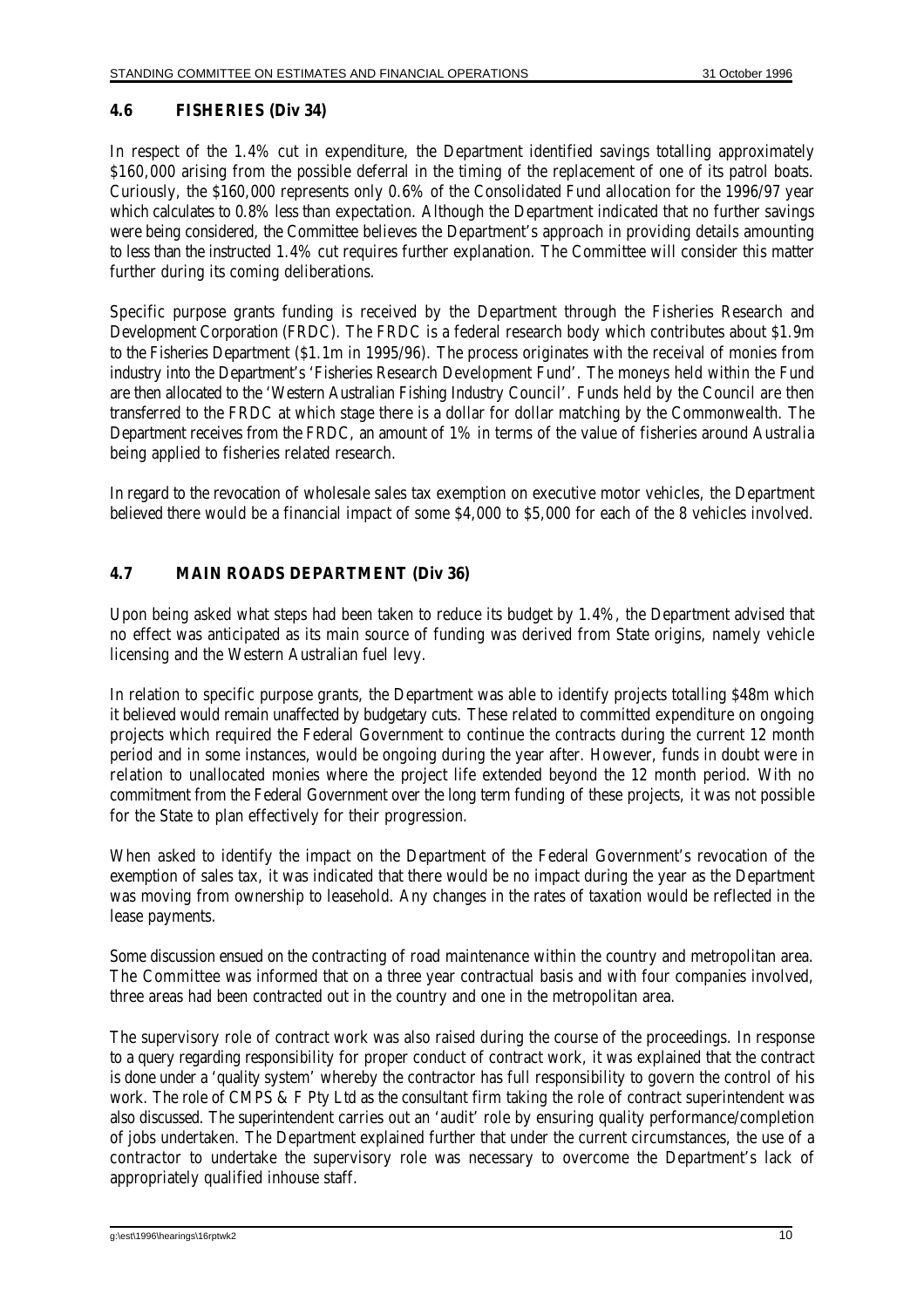### 4.6 FISHERIES (Div 34)

In respect of the 1.4% cut in expenditure, the Department identified savings totalling approximately $160,000 arising from the possible deferral in the timing of the replacement of one of its patrol boats. Curiously, the $160,000 represents only 0.6% of the Consolidated Fund allocation for the 1996/97 year which calculates to 0.8% less than expectation. Although the Department indicated that no further savings were being considered, the Committee believes the Department's approach in providing details amounting to less than the instructed 1.4% cut requires further explanation. The Committee will consider this matter further during its coming deliberations.

Specific purpose grants funding is received by the Department through the Fisheries Research and Development Corporation (FRDC). The FRDC is a federal research body which contributes about $1.9m to the Fisheries Department ($1.1m in 1995/96). The process originates with the receival of monies from industry into the Department's 'Fisheries Research Development Fund'. The moneys held within the Fund are then allocated to the 'Western Australian Fishing Industry Council'. Funds held by the Council are then transferred to the FRDC at which stage there is a dollar for dollar matching by the Commonwealth. The Department receives from the FRDC, an amount of 1% in terms of the value of fisheries around Australia being applied to fisheries related research.

In regard to the revocation of wholesale sales tax exemption on executive motor vehicles, the Department believed there would be a financial impact of some $4,000 to $5,000 for each of the 8 vehicles involved.

### 4.7 MAIN ROADS DEPARTMENT (Div 36)

Upon being asked what steps had been taken to reduce its budget by 1.4%, the Department advised that no effect was anticipated as its main source of funding was derived from State origins, namely vehicle licensing and the Western Australian fuel levy.

In relation to specific purpose grants, the Department was able to identify projects totalling $48m which it believed would remain unaffected by budgetary cuts. These related to committed expenditure on ongoing projects which required the Federal Government to continue the contracts during the current 12 month period and in some instances, would be ongoing during the year after. However, funds in doubt were in relation to unallocated monies where the project life extended beyond the 12 month period. With no commitment from the Federal Government over the long term funding of these projects, it was not possible for the State to plan effectively for their progression.

When asked to identify the impact on the Department of the Federal Government's revocation of the exemption of sales tax, it was indicated that there would be no impact during the year as the Department was moving from ownership to leasehold. Any changes in the rates of taxation would be reflected in the lease payments.

Some discussion ensued on the contracting of road maintenance within the country and metropolitan area. The Committee was informed that on a three year contractual basis and with four companies involved, three areas had been contracted out in the country and one in the metropolitan area.

The supervisory role of contract work was also raised during the course of the proceedings. In response to a query regarding responsibility for proper conduct of contract work, it was explained that the contract is done under a 'quality system' whereby the contractor has full responsibility to govern the control of his work. The role of CMPS & F Pty Ltd as the consultant firm taking the role of contract superintendent was also discussed. The superintendent carries out an 'audit' role by ensuring quality performance/completion of jobs undertaken. The Department explained further that under the current circumstances, the use of a contractor to undertake the supervisory role was necessary to overcome the Department's lack of appropriately qualified inhouse staff.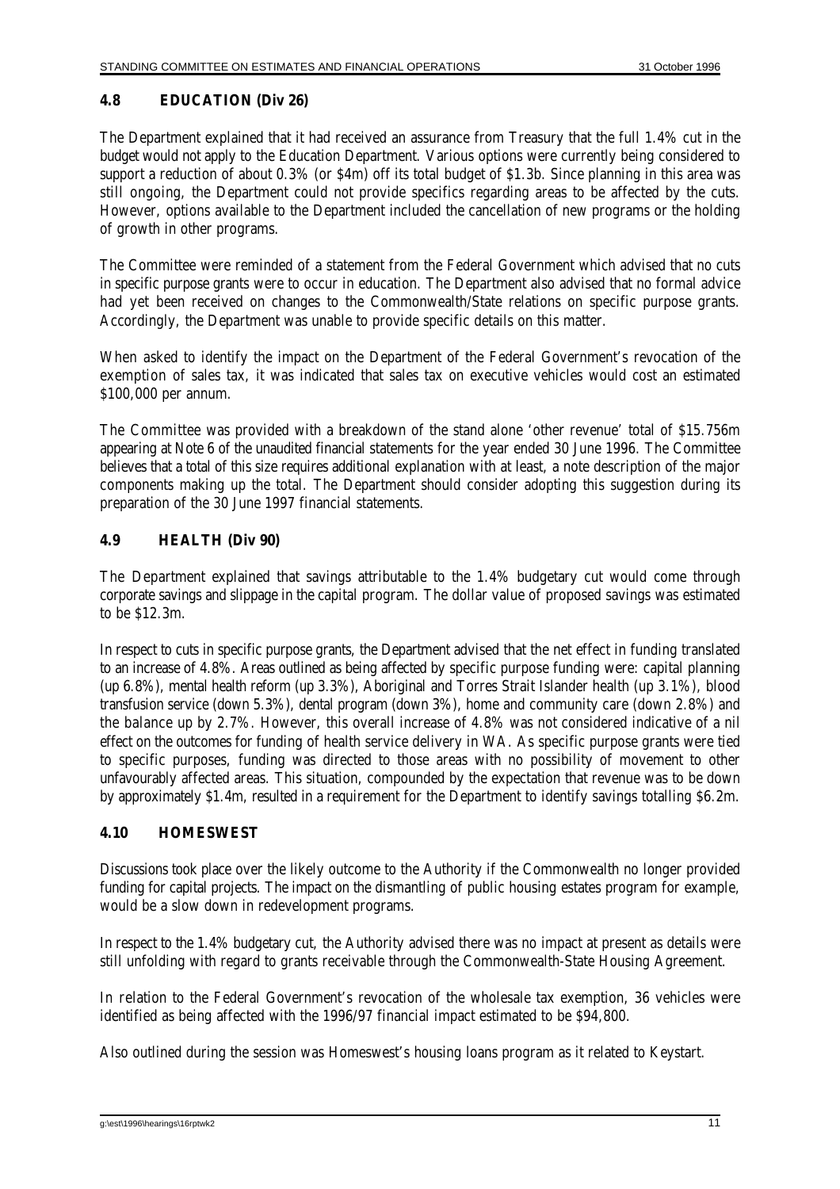### 4.8 EDUCATION (Div 26)

The Department explained that it had received an assurance from Treasury that the full 1.4% cut in the budget would not apply to the Education Department. Various options were currently being considered to support a reduction of about 0.3% (or $4m) off its total budget of $1.3b. Since planning in this area was still ongoing, the Department could not provide specifics regarding areas to be affected by the cuts. However, options available to the Department included the cancellation of new programs or the holding of growth in other programs.

The Committee were reminded of a statement from the Federal Government which advised that no cuts in specific purpose grants were to occur in education. The Department also advised that no formal advice had yet been received on changes to the Commonwealth/State relations on specific purpose grants. Accordingly, the Department was unable to provide specific details on this matter.

When asked to identify the impact on the Department of the Federal Government's revocation of the exemption of sales tax, it was indicated that sales tax on executive vehicles would cost an estimated $100,000 per annum.

The Committee was provided with a breakdown of the stand alone 'other revenue' total of $15.756m appearing at Note 6 of the unaudited financial statements for the year ended 30 June 1996. The Committee believes that a total of this size requires additional explanation with at least, a note description of the major components making up the total. The Department should consider adopting this suggestion during its preparation of the 30 June 1997 financial statements.

### 4.9 HEALTH (Div 90)

The Department explained that savings attributable to the 1.4% budgetary cut would come through corporate savings and slippage in the capital program. The dollar value of proposed savings was estimated to be $12.3m.

In respect to cuts in specific purpose grants, the Department advised that the net effect in funding translated to an increase of 4.8%. Areas outlined as being affected by specific purpose funding were: capital planning (up 6.8%), mental health reform (up 3.3%), Aboriginal and Torres Strait Islander health (up 3.1%), blood transfusion service (down 5.3%), dental program (down 3%), home and community care (down 2.8%) and the balance up by 2.7%. However, this overall increase of 4.8% was not considered indicative of a nil effect on the outcomes for funding of health service delivery in WA. As specific purpose grants were tied to specific purposes, funding was directed to those areas with no possibility of movement to other unfavourably affected areas. This situation, compounded by the expectation that revenue was to be down by approximately $1.4m, resulted in a requirement for the Department to identify savings totalling $6.2m.

### 4.10 HOMESWEST

Discussions took place over the likely outcome to the Authority if the Commonwealth no longer provided funding for capital projects. The impact on the dismantling of public housing estates program for example, would be a slow down in redevelopment programs.

In respect to the 1.4% budgetary cut, the Authority advised there was no impact at present as details were still unfolding with regard to grants receivable through the Commonwealth-State Housing Agreement.

In relation to the Federal Government's revocation of the wholesale tax exemption, 36 vehicles were identified as being affected with the 1996/97 financial impact estimated to be $94,800.

Also outlined during the session was Homeswest's housing loans program as it related to Keystart.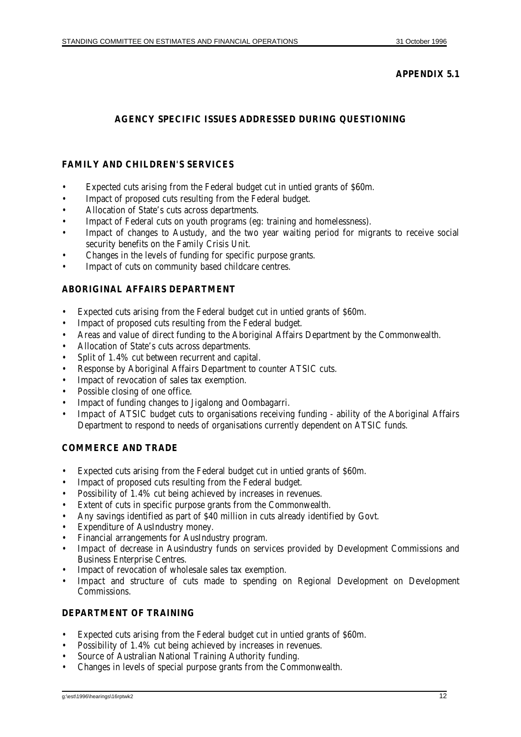**APPENDIX 5.1**

## AGENCY SPECIFIC ISSUES ADDRESSED DURING QUESTIONING

### FAMILY AND CHILDREN'S SERVICES

- Expected cuts arising from the Federal budget cut in untied grants of $60m.
- Impact of proposed cuts resulting from the Federal budget.
- Allocation of State's cuts across departments.
- Impact of Federal cuts on youth programs (eg: training and homelessness).
- Impact of changes to Austudy, and the two year waiting period for migrants to receive social security benefits on the Family Crisis Unit.
- Changes in the levels of funding for specific purpose grants.
- Impact of cuts on community based childcare centres.

### ABORIGINAL AFFAIRS DEPARTMENT

- Expected cuts arising from the Federal budget cut in untied grants of $60m.
- Impact of proposed cuts resulting from the Federal budget.
- Areas and value of direct funding to the Aboriginal Affairs Department by the Commonwealth.
- Allocation of State's cuts across departments.
- Split of 1.4% cut between recurrent and capital.
- Response by Aboriginal Affairs Department to counter ATSIC cuts.
- Impact of revocation of sales tax exemption.
- Possible closing of one office.
- Impact of funding changes to Jigalong and Oombagarri.
- Impact of ATSIC budget cuts to organisations receiving funding - ability of the Aboriginal Affairs Department to respond to needs of organisations currently dependent on ATSIC funds.

### COMMERCE AND TRADE

- Expected cuts arising from the Federal budget cut in untied grants of $60m.
- Impact of proposed cuts resulting from the Federal budget.
- Possibility of 1.4% cut being achieved by increases in revenues.
- Extent of cuts in specific purpose grants from the Commonwealth.
- Any savings identified as part of $40 million in cuts already identified by Govt.
- Expenditure of AusIndustry money.
- Financial arrangements for AusIndustry program.
- Impact of decrease in Ausindustry funds on services provided by Development Commissions and Business Enterprise Centres.
- Impact of revocation of wholesale sales tax exemption.
- Impact and structure of cuts made to spending on Regional Development on Development Commissions.

### DEPARTMENT OF TRAINING

- Expected cuts arising from the Federal budget cut in untied grants of $60m.
- Possibility of 1.4% cut being achieved by increases in revenues.
- Source of Australian National Training Authority funding.
- Changes in levels of special purpose grants from the Commonwealth.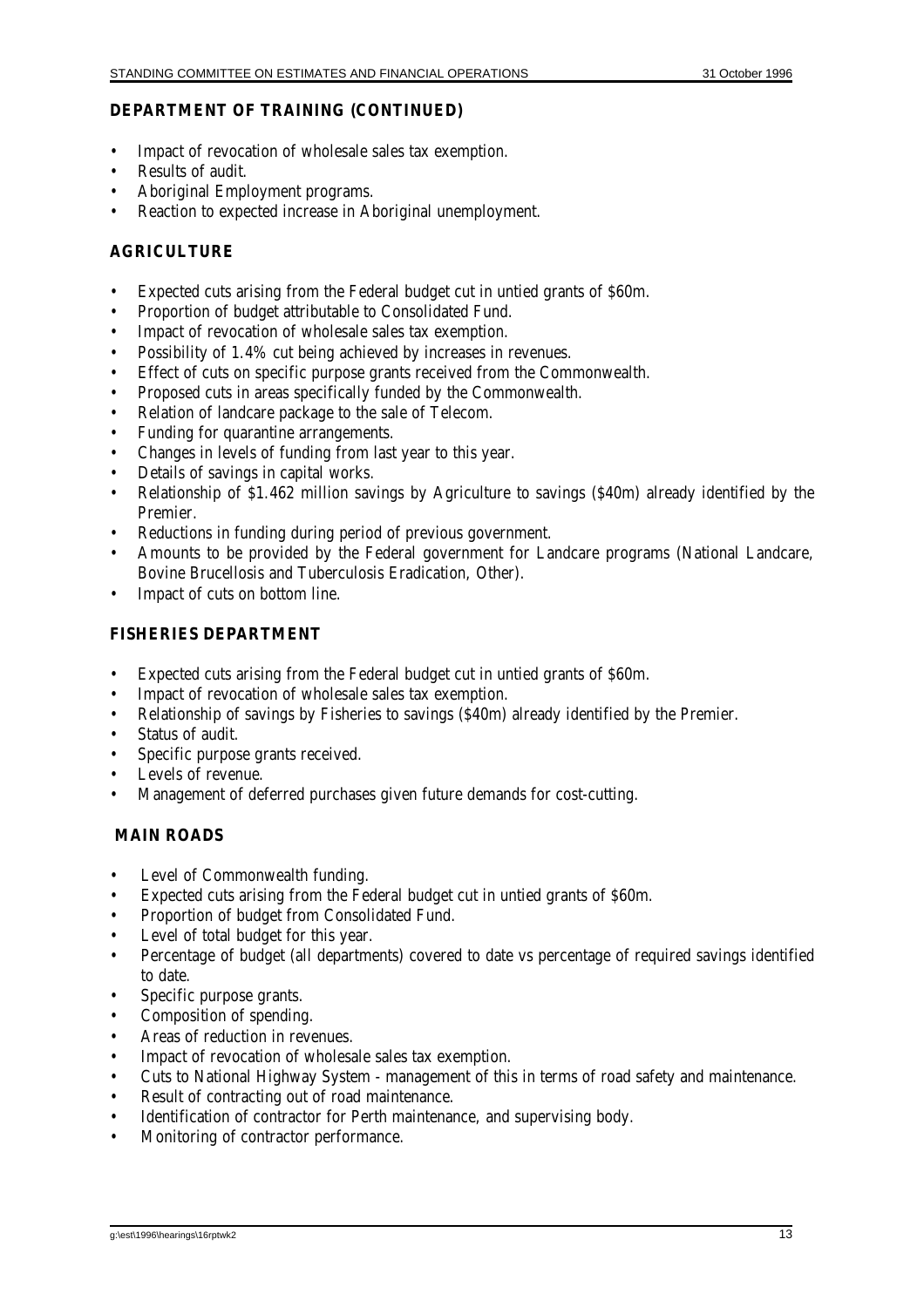**DEPARTMENT OF TRAINING (CONTINUED)**

- Impact of revocation of wholesale sales tax exemption.
- Results of audit.
- Aboriginal Employment programs.
- Reaction to expected increase in Aboriginal unemployment.

**AGRICULTURE**

- Expected cuts arising from the Federal budget cut in untied grants of $60m.
- Proportion of budget attributable to Consolidated Fund.
- Impact of revocation of wholesale sales tax exemption.
- Possibility of 1.4% cut being achieved by increases in revenues.
- Effect of cuts on specific purpose grants received from the Commonwealth.
- Proposed cuts in areas specifically funded by the Commonwealth.
- Relation of landcare package to the sale of Telecom.
- Funding for quarantine arrangements.
- Changes in levels of funding from last year to this year.
- Details of savings in capital works.
- Relationship of $1.462 million savings by Agriculture to savings ($40m) already identified by the Premier.
- Reductions in funding during period of previous government.
- Amounts to be provided by the Federal government for Landcare programs (National Landcare, Bovine Brucellosis and Tuberculosis Eradication, Other).
- Impact of cuts on bottom line.

**FISHERIES DEPARTMENT**

- Expected cuts arising from the Federal budget cut in untied grants of $60m.
- Impact of revocation of wholesale sales tax exemption.
- Relationship of savings by Fisheries to savings ($40m) already identified by the Premier.
- Status of audit.
- Specific purpose grants received.
- Levels of revenue.
- Management of deferred purchases given future demands for cost-cutting.

**MAIN ROADS**

- Level of Commonwealth funding.
- Expected cuts arising from the Federal budget cut in untied grants of $60m.
- Proportion of budget from Consolidated Fund.
- Level of total budget for this year.
- Percentage of budget (all departments) covered to date vs percentage of required savings identified to date.
- Specific purpose grants.
- Composition of spending.
- Areas of reduction in revenues.
- Impact of revocation of wholesale sales tax exemption.
- Cuts to National Highway System - management of this in terms of road safety and maintenance.
- Result of contracting out of road maintenance.
- Identification of contractor for Perth maintenance, and supervising body.
- Monitoring of contractor performance.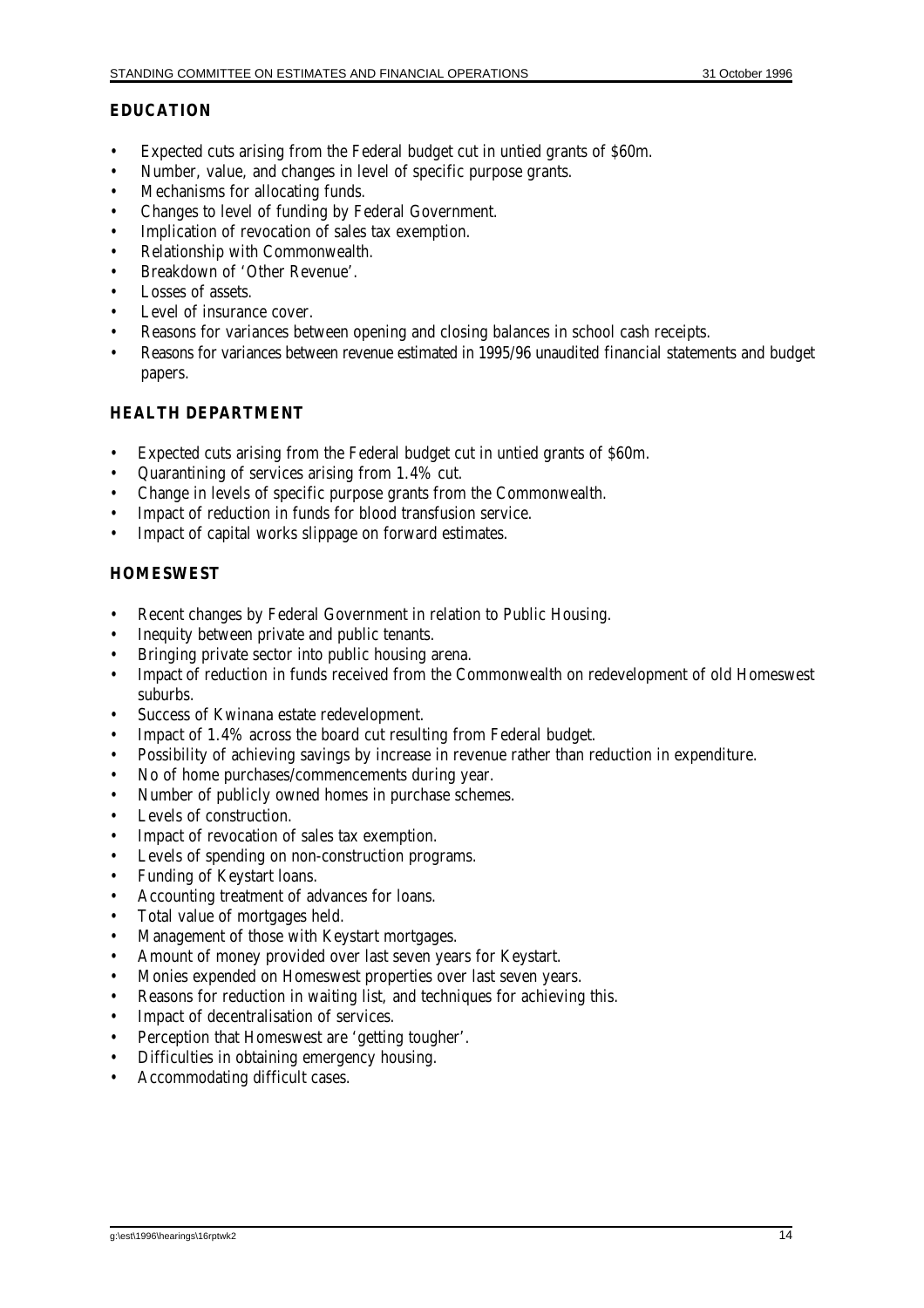## EDUCATION

- Expected cuts arising from the Federal budget cut in untied grants of $60m.
- Number, value, and changes in level of specific purpose grants.
- Mechanisms for allocating funds.
- Changes to level of funding by Federal Government.
- Implication of revocation of sales tax exemption.
- Relationship with Commonwealth.
- Breakdown of 'Other Revenue'.
- Losses of assets.
- Level of insurance cover.
- Reasons for variances between opening and closing balances in school cash receipts.
- Reasons for variances between revenue estimated in 1995/96 unaudited financial statements and budget papers.

## HEALTH DEPARTMENT

- Expected cuts arising from the Federal budget cut in untied grants of $60m.
- Quarantining of services arising from 1.4% cut.
- Change in levels of specific purpose grants from the Commonwealth.
- Impact of reduction in funds for blood transfusion service.
- Impact of capital works slippage on forward estimates.

## HOMESWEST

- Recent changes by Federal Government in relation to Public Housing.
- Inequity between private and public tenants.
- Bringing private sector into public housing arena.
- Impact of reduction in funds received from the Commonwealth on redevelopment of old Homeswest suburbs.
- Success of Kwinana estate redevelopment.
- Impact of 1.4% across the board cut resulting from Federal budget.
- Possibility of achieving savings by increase in revenue rather than reduction in expenditure.
- No of home purchases/commencements during year.
- Number of publicly owned homes in purchase schemes.
- Levels of construction.
- Impact of revocation of sales tax exemption.
- Levels of spending on non-construction programs.
- Funding of Keystart loans.
- Accounting treatment of advances for loans.
- Total value of mortgages held.
- Management of those with Keystart mortgages.
- Amount of money provided over last seven years for Keystart.
- Monies expended on Homeswest properties over last seven years.
- Reasons for reduction in waiting list, and techniques for achieving this.
- Impact of decentralisation of services.
- Perception that Homeswest are 'getting tougher'.
- Difficulties in obtaining emergency housing.
- Accommodating difficult cases.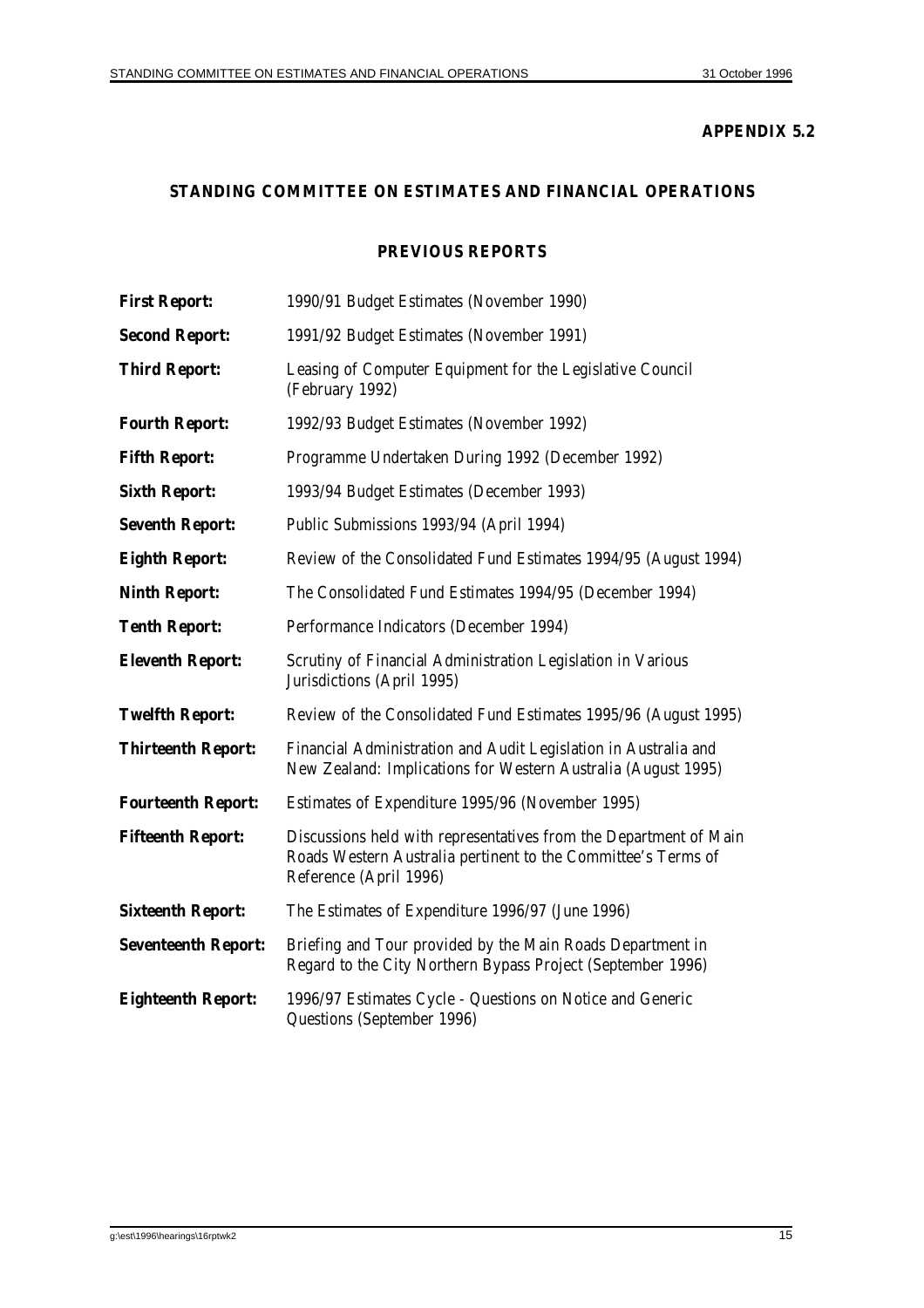**APPENDIX 5.2**

## STANDING COMMITTEE ON ESTIMATES AND FINANCIAL OPERATIONS

### PREVIOUS REPORTS

| | |
|---|---|
| **First Report:** | 1990/91 Budget Estimates (November 1990) |
| **Second Report:** | 1991/92 Budget Estimates (November 1991) |
| **Third Report:** | Leasing of Computer Equipment for the Legislative Council (February 1992) |
| **Fourth Report:** | 1992/93 Budget Estimates (November 1992) |
| **Fifth Report:** | Programme Undertaken During 1992 (December 1992) |
| **Sixth Report:** | 1993/94 Budget Estimates (December 1993) |
| **Seventh Report:** | Public Submissions 1993/94 (April 1994) |
| **Eighth Report:** | Review of the Consolidated Fund Estimates 1994/95 (August 1994) |
| **Ninth Report:** | The Consolidated Fund Estimates 1994/95 (December 1994) |
| **Tenth Report:** | Performance Indicators (December 1994) |
| **Eleventh Report:** | Scrutiny of Financial Administration Legislation in Various Jurisdictions (April 1995) |
| **Twelfth Report:** | Review of the Consolidated Fund Estimates 1995/96 (August 1995) |
| **Thirteenth Report:** | Financial Administration and Audit Legislation in Australia and New Zealand: Implications for Western Australia (August 1995) |
| **Fourteenth Report:** | Estimates of Expenditure 1995/96 (November 1995) |
| **Fifteenth Report:** | Discussions held with representatives from the Department of Main Roads Western Australia pertinent to the Committee's Terms of Reference (April 1996) |
| **Sixteenth Report:** | The Estimates of Expenditure 1996/97 (June 1996) |
| **Seventeenth Report:** | Briefing and Tour provided by the Main Roads Department in Regard to the City Northern Bypass Project (September 1996) |
| **Eighteenth Report:** | 1996/97 Estimates Cycle - Questions on Notice and Generic Questions (September 1996) |